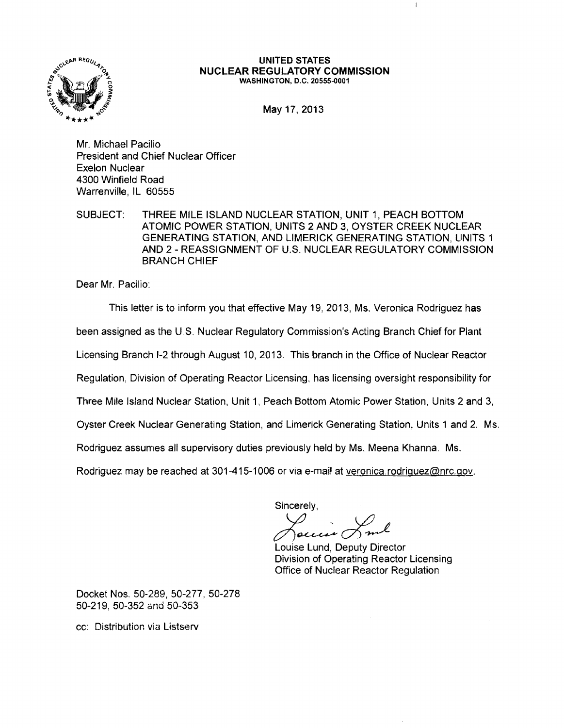**UNITED STATES**
**NUCLEAR REGULATORY COMMISSION**
**WASHINGTON, D.C. 20555-0001**

May 17, 2013

Mr. Michael Pacilio
President and Chief Nuclear Officer
Exelon Nuclear
4300 Winfield Road
Warrenville, IL 60555

SUBJECT: THREE MILE ISLAND NUCLEAR STATION, UNIT 1, PEACH BOTTOM ATOMIC POWER STATION, UNITS 2 AND 3, OYSTER CREEK NUCLEAR GENERATING STATION, AND LIMERICK GENERATING STATION, UNITS 1 AND 2 - REASSIGNMENT OF U.S. NUCLEAR REGULATORY COMMISSION BRANCH CHIEF

Dear Mr. Pacilio:

This letter is to inform you that effective May 19, 2013, Ms. Veronica Rodriguez has been assigned as the U.S. Nuclear Regulatory Commission's Acting Branch Chief for Plant Licensing Branch I-2 through August 10, 2013. This branch in the Office of Nuclear Reactor Regulation, Division of Operating Reactor Licensing, has licensing oversight responsibility for Three Mile Island Nuclear Station, Unit 1, Peach Bottom Atomic Power Station, Units 2 and 3, Oyster Creek Nuclear Generating Station, and Limerick Generating Station, Units 1 and 2. Ms. Rodriguez assumes all supervisory duties previously held by Ms. Meena Khanna. Ms. Rodriguez may be reached at 301-415-1006 or via e-mail at veronica.rodriguez@nrc.gov.

Sincerely,

Louise Lund, Deputy Director
Division of Operating Reactor Licensing
Office of Nuclear Reactor Regulation

Docket Nos. 50-289, 50-277, 50-278
50-219, 50-352 and 50-353

cc: Distribution via Listserv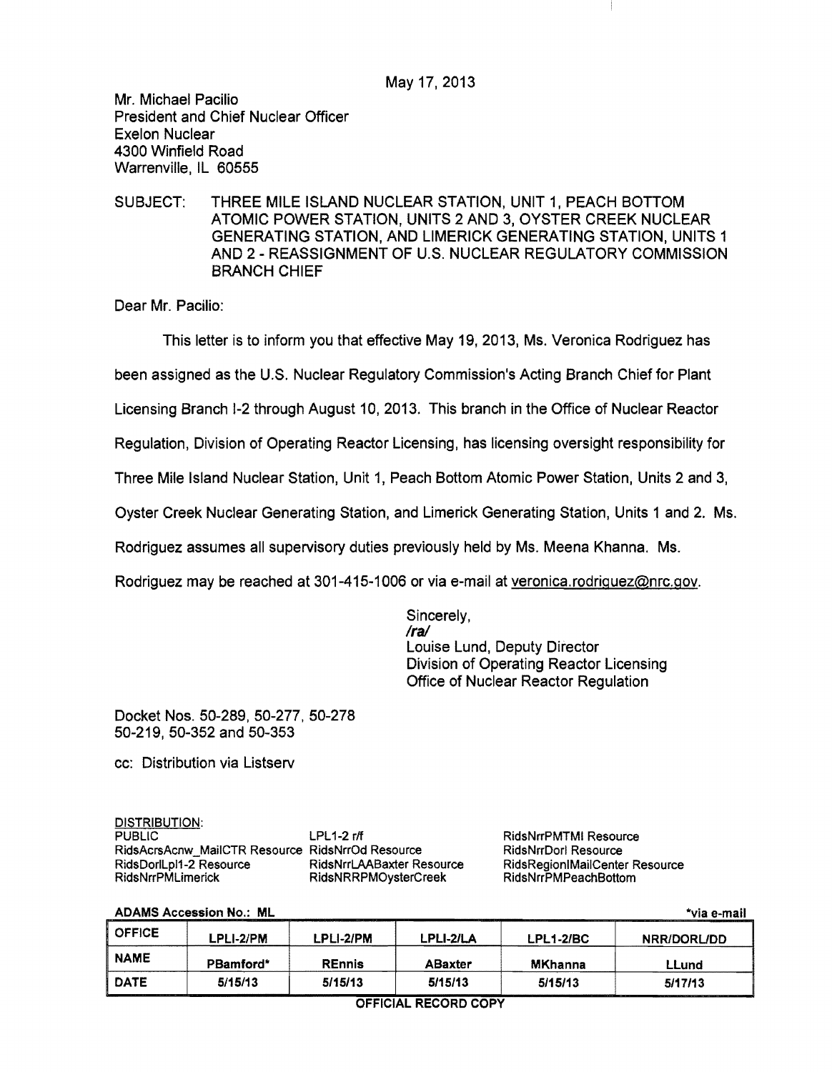May 17, 2013

Mr. Michael Pacilio
President and Chief Nuclear Officer
Exelon Nuclear
4300 Winfield Road
Warrenville, IL 60555

SUBJECT: THREE MILE ISLAND NUCLEAR STATION, UNIT 1, PEACH BOTTOM ATOMIC POWER STATION, UNITS 2 AND 3, OYSTER CREEK NUCLEAR GENERATING STATION, AND LIMERICK GENERATING STATION, UNITS 1 AND 2 - REASSIGNMENT OF U.S. NUCLEAR REGULATORY COMMISSION BRANCH CHIEF

Dear Mr. Pacilio:

This letter is to inform you that effective May 19, 2013, Ms. Veronica Rodriguez has been assigned as the U.S. Nuclear Regulatory Commission's Acting Branch Chief for Plant Licensing Branch I-2 through August 10, 2013. This branch in the Office of Nuclear Reactor Regulation, Division of Operating Reactor Licensing, has licensing oversight responsibility for Three Mile Island Nuclear Station, Unit 1, Peach Bottom Atomic Power Station, Units 2 and 3, Oyster Creek Nuclear Generating Station, and Limerick Generating Station, Units 1 and 2. Ms. Rodriguez assumes all supervisory duties previously held by Ms. Meena Khanna. Ms. Rodriguez may be reached at 301-415-1006 or via e-mail at veronica.rodriguez@nrc.gov.

Sincerely,
*/ra/*
Louise Lund, Deputy Director
Division of Operating Reactor Licensing
Office of Nuclear Reactor Regulation

Docket Nos. 50-289, 50-277, 50-278
50-219, 50-352 and 50-353

cc: Distribution via Listserv

DISTRIBUTION:
PUBLIC
LPL1-2 r/f
RidsNrrPMTMI Resource
RidsAcrsAcnw_MailCTR Resource
RidsNrrOd Resource
RidsNrrDorl Resource
RidsDorlLpl1-2 Resource
RidsNrrLAABaxter Resource
RidsRegionIMailCenter Resource
RidsNrrPMLimerick
RidsNRRPMOysterCreek
RidsNrrPMPeachBottom

**ADAMS Accession No.: ML** *via e-mail

| OFFICE | LPLI-2/PM | LPLI-2/PM | LPLI-2/LA | LPL1-2/BC | NRR/DORL/DD |
|---|---|---|---|---|---|
| NAME | PBamford* | REnnis | ABaxter | MKhanna | LLund |
| DATE | 5/15/13 | 5/15/13 | 5/15/13 | 5/15/13 | 5/17/13 |

**OFFICIAL RECORD COPY**